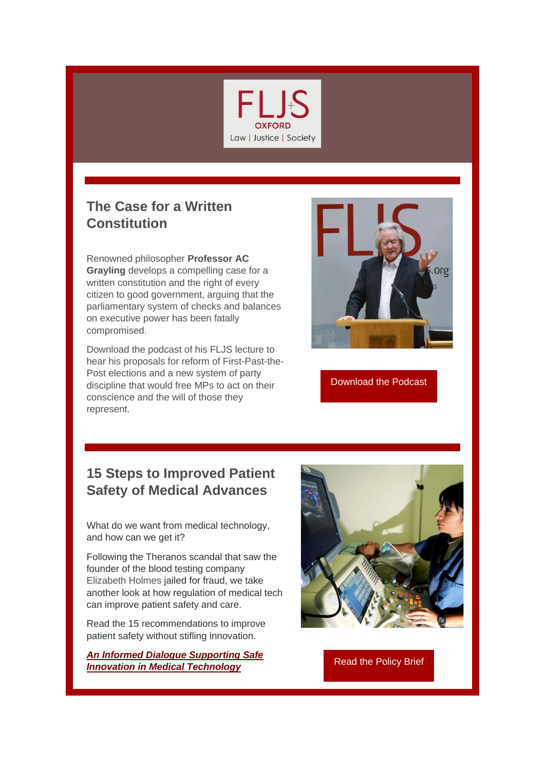FLJS OXFORD

Law | Justice | Society

## The Case for a Written Constitution

Renowned philosopher **Professor AC Grayling** develops a compelling case for a written constitution and the right of every citizen to good government, arguing that the parliamentary system of checks and balances on executive power has been fatally compromised.

Download the podcast of his FLJS lecture to hear his proposals for reform of First-Past-the-Post elections and a new system of party discipline that would free MPs to act on their conscience and the will of those they represent.

Download the Podcast

## 15 Steps to Improved Patient Safety of Medical Advances

What do we want from medical technology, and how can we get it?

Following the Theranos scandal that saw the founder of the blood testing company Elizabeth Holmes jailed for fraud, we take another look at how regulation of medical tech can improve patient safety and care.

Read the 15 recommendations to improve patient safety without stifling innovation.

***An Informed Dialogue Supporting Safe Innovation in Medical Technology***

Read the Policy Brief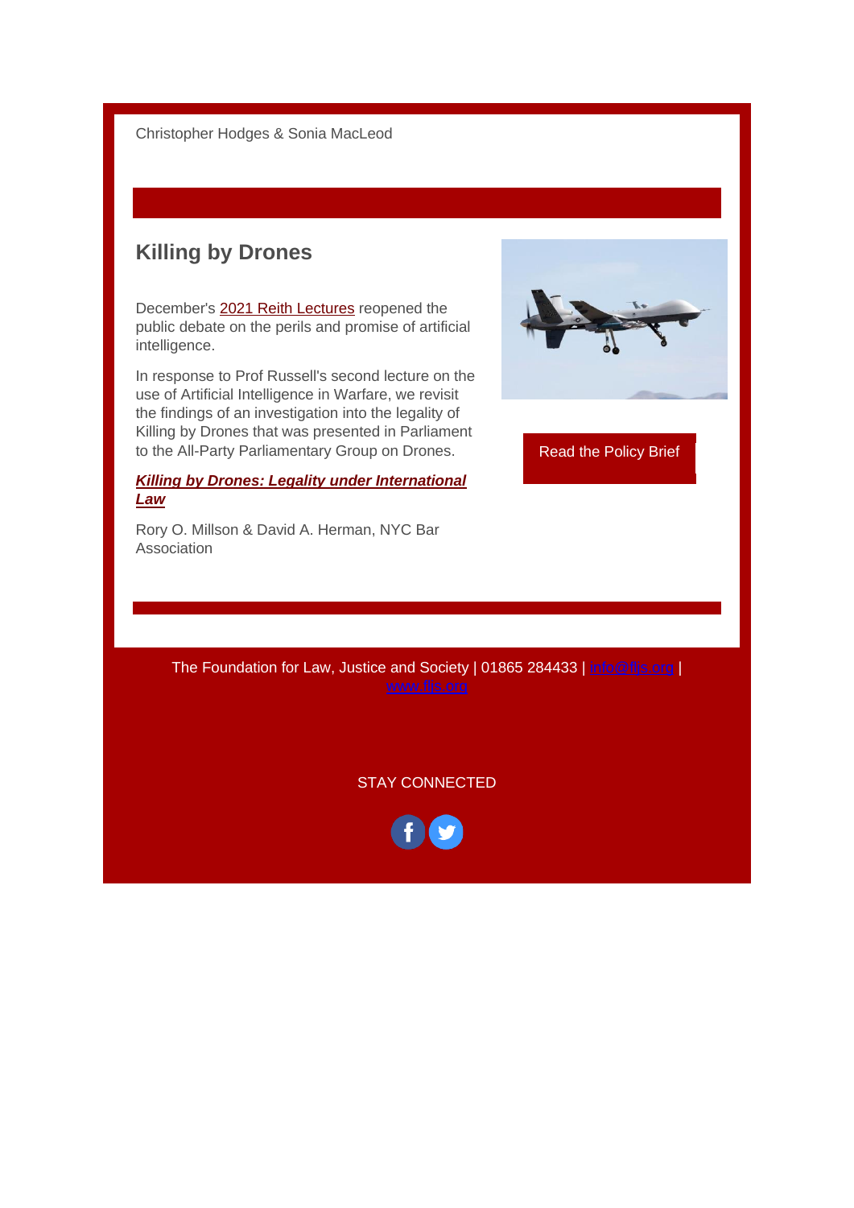Christopher Hodges & Sonia MacLeod

## Killing by Drones

December's 2021 Reith Lectures reopened the public debate on the perils and promise of artificial intelligence.

In response to Prof Russell's second lecture on the use of Artificial Intelligence in Warfare, we revisit the findings of an investigation into the legality of Killing by Drones that was presented in Parliament to the All-Party Parliamentary Group on Drones.

***Killing by Drones: Legality under International Law***

Rory O. Millson & David A. Herman, NYC Bar Association

Read the Policy Brief

The Foundation for Law, Justice and Society | 01865 284433 | info@fljs.org | www.fljs.org

STAY CONNECTED